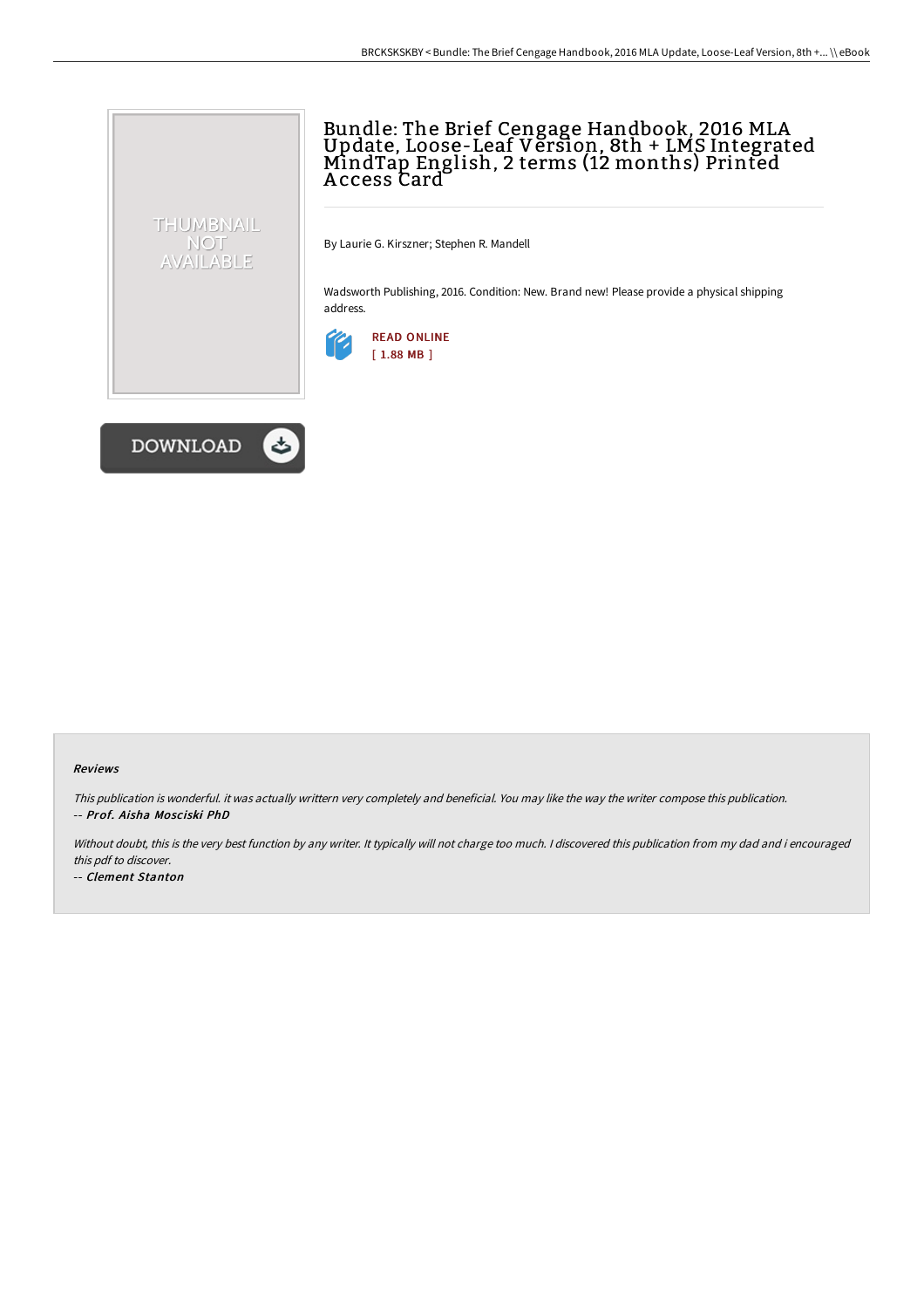# Bundle: The Brief Cengage Handbook, 2016 MLA Update, Loose-Leaf Version, 8th + LMS Integrated MindTap English, 2 terms (12 months) Printed Access Card

By Laurie G. Kirszner; Stephen R. Mandell

Wadsworth Publishing, 2016. Condition: New. Brand new! Please provide a physical shipping address.

READ ONLINE
[ 1.88 MB ]

DOWNLOAD

#### Reviews

*This publication is wonderful. it was actually writtern very completely and beneficial. You may like the way the writer compose this publication.*
*-- **Prof. Aisha Mosciski PhD***

*Without doubt, this is the very best function by any writer. It typically will not charge too much. I discovered this publication from my dad and i encouraged this pdf to discover.*
*-- **Clement Stanton***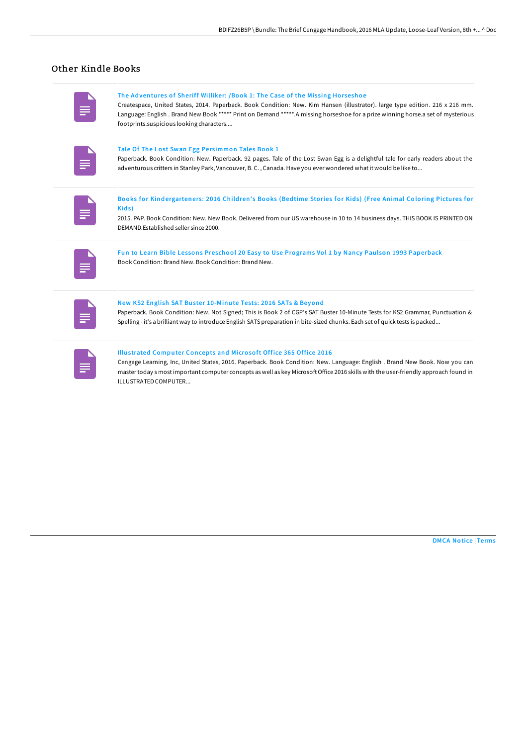## Other Kindle Books

**The Adventures of Sheriff Williker: /Book 1: The Case of the Missing Horseshoe**

Createspace, United States, 2014. Paperback. Book Condition: New. Kim Hansen (illustrator). large type edition. 216 x 216 mm. Language: English . Brand New Book ***** Print on Demand *****.A missing horseshoe for a prize winning horse.a set of mysterious footprints.suspicious looking characters....

**Tale Of The Lost Swan Egg Persimmon Tales Book 1**

Paperback. Book Condition: New. Paperback. 92 pages. Tale of the Lost Swan Egg is a delightful tale for early readers about the adventurous critters in Stanley Park, Vancouver, B. C. , Canada. Have you ever wondered what it would be like to...

**Books for Kindergarteners: 2016 Children's Books (Bedtime Stories for Kids) (Free Animal Coloring Pictures for Kids)**

2015. PAP. Book Condition: New. New Book. Delivered from our US warehouse in 10 to 14 business days. THIS BOOK IS PRINTED ON DEMAND.Established seller since 2000.

**Fun to Learn Bible Lessons Preschool 20 Easy to Use Programs Vol 1 by Nancy Paulson 1993 Paperback**

Book Condition: Brand New. Book Condition: Brand New.

**New KS2 English SAT Buster 10-Minute Tests: 2016 SATs & Beyond**

Paperback. Book Condition: New. Not Signed; This is Book 2 of CGP's SAT Buster 10-Minute Tests for KS2 Grammar, Punctuation & Spelling - it's a brilliant way to introduce English SATS preparation in bite-sized chunks. Each set of quick tests is packed...

**Illustrated Computer Concepts and Microsoft Office 365 Office 2016**

Cengage Learning, Inc, United States, 2016. Paperback. Book Condition: New. Language: English . Brand New Book. Now you can master today s most important computer concepts as well as key Microsoft Office 2016 skills with the user-friendly approach found in ILLUSTRATED COMPUTER...

DMCA Notice | Terms